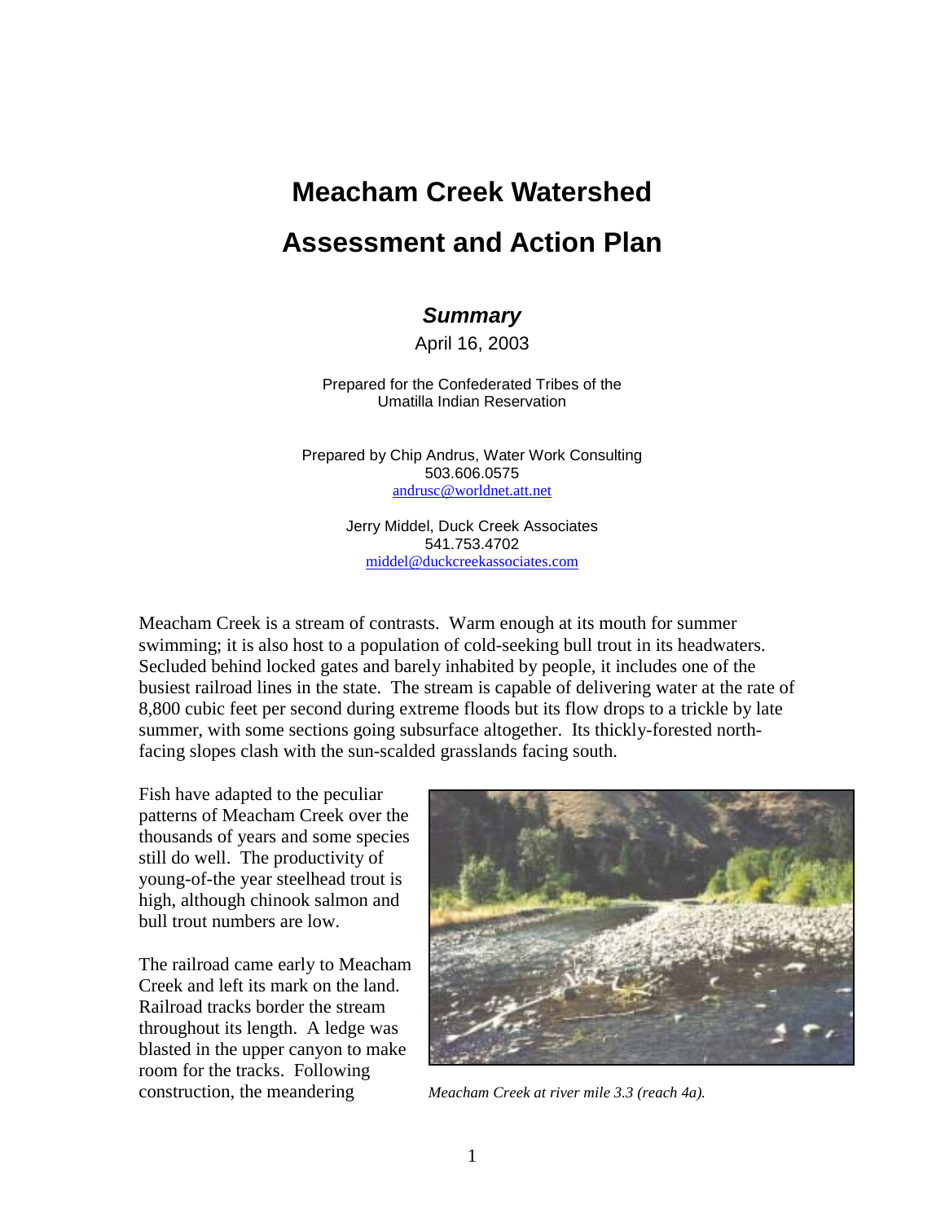# Meacham Creek Watershed

# Assessment and Action Plan

***Summary***

April 16, 2003

Prepared for the Confederated Tribes of the Umatilla Indian Reservation

Prepared by Chip Andrus, Water Work Consulting
503.606.0575
andrusc@worldnet.att.net

Jerry Middel, Duck Creek Associates
541.753.4702
middel@duckcreekassociates.com

Meacham Creek is a stream of contrasts. Warm enough at its mouth for summer swimming; it is also host to a population of cold-seeking bull trout in its headwaters. Secluded behind locked gates and barely inhabited by people, it includes one of the busiest railroad lines in the state. The stream is capable of delivering water at the rate of 8,800 cubic feet per second during extreme floods but its flow drops to a trickle by late summer, with some sections going subsurface altogether. Its thickly-forested north-facing slopes clash with the sun-scalded grasslands facing south.

Fish have adapted to the peculiar patterns of Meacham Creek over the thousands of years and some species still do well. The productivity of young-of-the year steelhead trout is high, although chinook salmon and bull trout numbers are low.

*Meacham Creek at river mile 3.3 (reach 4a).*

The railroad came early to Meacham Creek and left its mark on the land. Railroad tracks border the stream throughout its length. A ledge was blasted in the upper canyon to make room for the tracks. Following construction, the meandering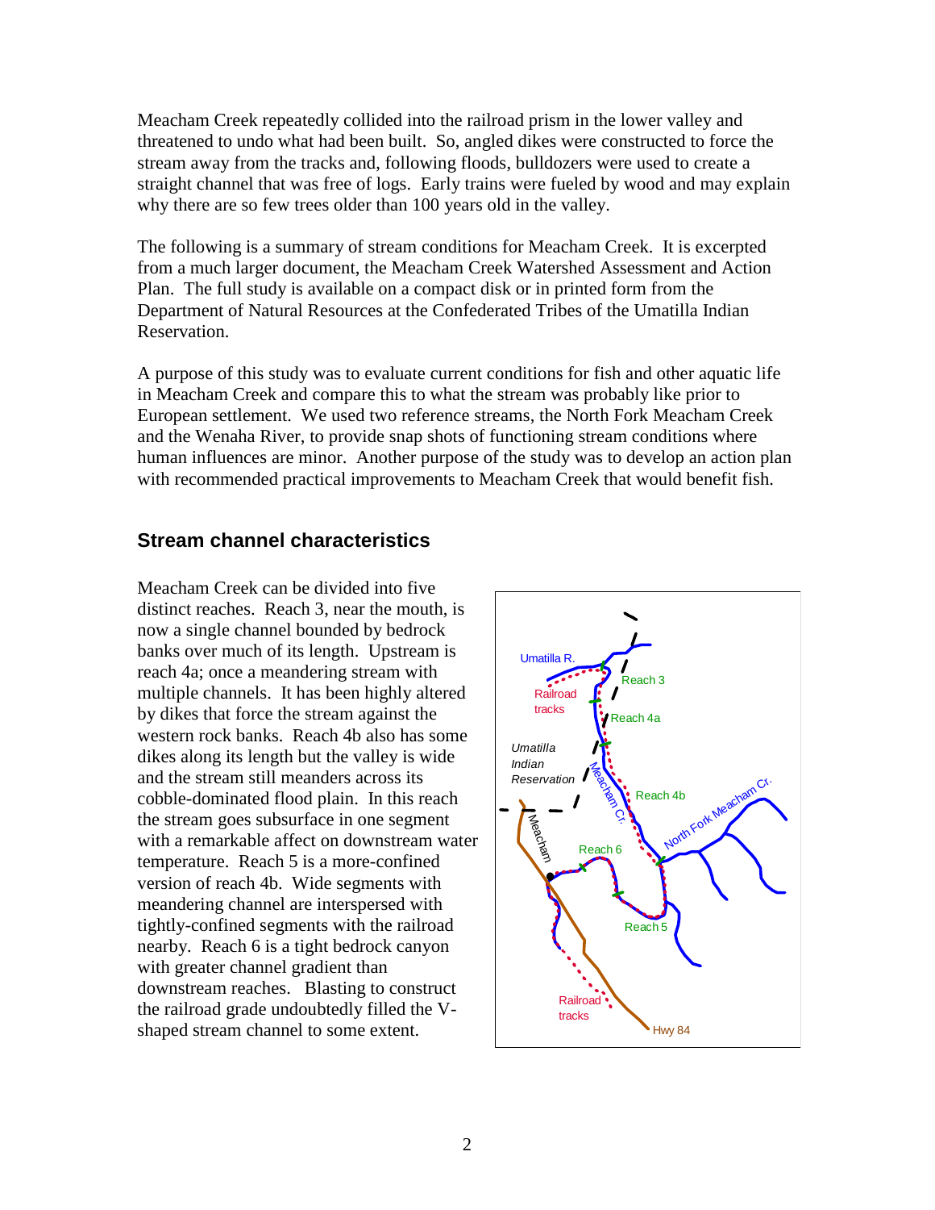Meacham Creek repeatedly collided into the railroad prism in the lower valley and threatened to undo what had been built. So, angled dikes were constructed to force the stream away from the tracks and, following floods, bulldozers were used to create a straight channel that was free of logs. Early trains were fueled by wood and may explain why there are so few trees older than 100 years old in the valley.

The following is a summary of stream conditions for Meacham Creek. It is excerpted from a much larger document, the Meacham Creek Watershed Assessment and Action Plan. The full study is available on a compact disk or in printed form from the Department of Natural Resources at the Confederated Tribes of the Umatilla Indian Reservation.

A purpose of this study was to evaluate current conditions for fish and other aquatic life in Meacham Creek and compare this to what the stream was probably like prior to European settlement. We used two reference streams, the North Fork Meacham Creek and the Wenaha River, to provide snap shots of functioning stream conditions where human influences are minor. Another purpose of the study was to develop an action plan with recommended practical improvements to Meacham Creek that would benefit fish.

## Stream channel characteristics

Meacham Creek can be divided into five distinct reaches. Reach 3, near the mouth, is now a single channel bounded by bedrock banks over much of its length. Upstream is reach 4a; once a meandering stream with multiple channels. It has been highly altered by dikes that force the stream against the western rock banks. Reach 4b also has some dikes along its length but the valley is wide and the stream still meanders across its cobble-dominated flood plain. In this reach the stream goes subsurface in one segment with a remarkable affect on downstream water temperature. Reach 5 is a more-confined version of reach 4b. Wide segments with meandering channel are interspersed with tightly-confined segments with the railroad nearby. Reach 6 is a tight bedrock canyon with greater channel gradient than downstream reaches. Blasting to construct the railroad grade undoubtedly filled the V-shaped stream channel to some extent.

Umatilla R. | Railroad tracks | Reach 3 | Reach 4a | Umatilla Indian Reservation | Meacham Cr. | Reach 4b | North Fork Meacham Cr. | Meacham | Reach 6 | Reach 5 | Railroad tracks | Hwy 84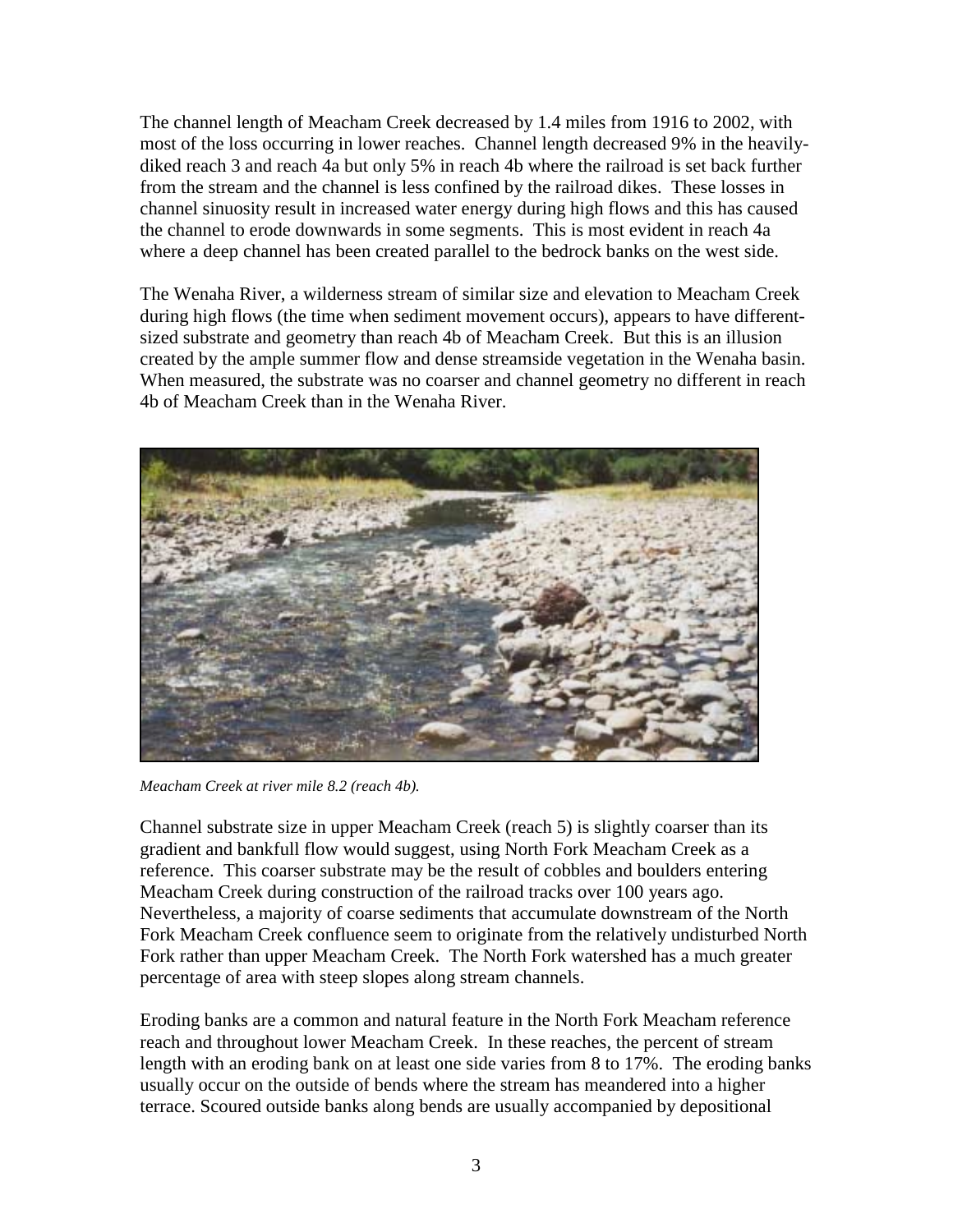The channel length of Meacham Creek decreased by 1.4 miles from 1916 to 2002, with most of the loss occurring in lower reaches. Channel length decreased 9% in the heavily-diked reach 3 and reach 4a but only 5% in reach 4b where the railroad is set back further from the stream and the channel is less confined by the railroad dikes. These losses in channel sinuosity result in increased water energy during high flows and this has caused the channel to erode downwards in some segments. This is most evident in reach 4a where a deep channel has been created parallel to the bedrock banks on the west side.

The Wenaha River, a wilderness stream of similar size and elevation to Meacham Creek during high flows (the time when sediment movement occurs), appears to have different-sized substrate and geometry than reach 4b of Meacham Creek. But this is an illusion created by the ample summer flow and dense streamside vegetation in the Wenaha basin. When measured, the substrate was no coarser and channel geometry no different in reach 4b of Meacham Creek than in the Wenaha River.

*Meacham Creek at river mile 8.2 (reach 4b).*

Channel substrate size in upper Meacham Creek (reach 5) is slightly coarser than its gradient and bankfull flow would suggest, using North Fork Meacham Creek as a reference. This coarser substrate may be the result of cobbles and boulders entering Meacham Creek during construction of the railroad tracks over 100 years ago. Nevertheless, a majority of coarse sediments that accumulate downstream of the North Fork Meacham Creek confluence seem to originate from the relatively undisturbed North Fork rather than upper Meacham Creek. The North Fork watershed has a much greater percentage of area with steep slopes along stream channels.

Eroding banks are a common and natural feature in the North Fork Meacham reference reach and throughout lower Meacham Creek. In these reaches, the percent of stream length with an eroding bank on at least one side varies from 8 to 17%. The eroding banks usually occur on the outside of bends where the stream has meandered into a higher terrace. Scoured outside banks along bends are usually accompanied by depositional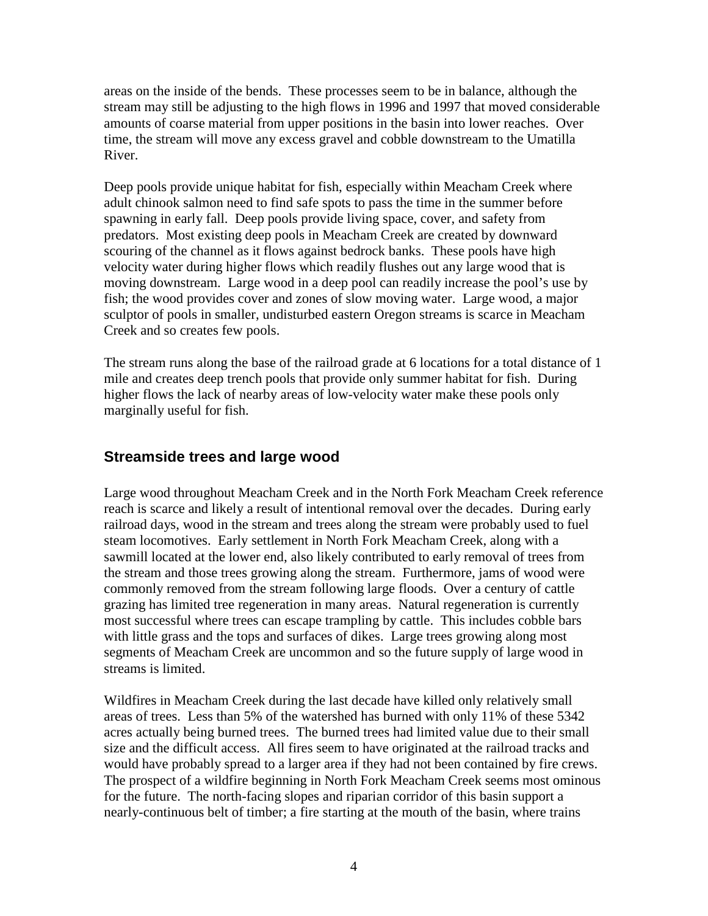areas on the inside of the bends. These processes seem to be in balance, although the stream may still be adjusting to the high flows in 1996 and 1997 that moved considerable amounts of coarse material from upper positions in the basin into lower reaches. Over time, the stream will move any excess gravel and cobble downstream to the Umatilla River.

Deep pools provide unique habitat for fish, especially within Meacham Creek where adult chinook salmon need to find safe spots to pass the time in the summer before spawning in early fall. Deep pools provide living space, cover, and safety from predators. Most existing deep pools in Meacham Creek are created by downward scouring of the channel as it flows against bedrock banks. These pools have high velocity water during higher flows which readily flushes out any large wood that is moving downstream. Large wood in a deep pool can readily increase the pool's use by fish; the wood provides cover and zones of slow moving water. Large wood, a major sculptor of pools in smaller, undisturbed eastern Oregon streams is scarce in Meacham Creek and so creates few pools.

The stream runs along the base of the railroad grade at 6 locations for a total distance of 1 mile and creates deep trench pools that provide only summer habitat for fish. During higher flows the lack of nearby areas of low-velocity water make these pools only marginally useful for fish.

## Streamside trees and large wood

Large wood throughout Meacham Creek and in the North Fork Meacham Creek reference reach is scarce and likely a result of intentional removal over the decades. During early railroad days, wood in the stream and trees along the stream were probably used to fuel steam locomotives. Early settlement in North Fork Meacham Creek, along with a sawmill located at the lower end, also likely contributed to early removal of trees from the stream and those trees growing along the stream. Furthermore, jams of wood were commonly removed from the stream following large floods. Over a century of cattle grazing has limited tree regeneration in many areas. Natural regeneration is currently most successful where trees can escape trampling by cattle. This includes cobble bars with little grass and the tops and surfaces of dikes. Large trees growing along most segments of Meacham Creek are uncommon and so the future supply of large wood in streams is limited.

Wildfires in Meacham Creek during the last decade have killed only relatively small areas of trees. Less than 5% of the watershed has burned with only 11% of these 5342 acres actually being burned trees. The burned trees had limited value due to their small size and the difficult access. All fires seem to have originated at the railroad tracks and would have probably spread to a larger area if they had not been contained by fire crews. The prospect of a wildfire beginning in North Fork Meacham Creek seems most ominous for the future. The north-facing slopes and riparian corridor of this basin support a nearly-continuous belt of timber; a fire starting at the mouth of the basin, where trains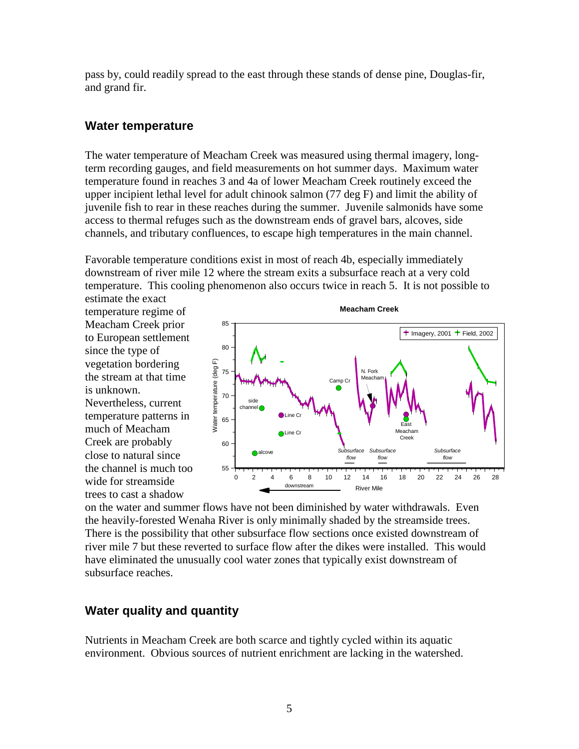pass by, could readily spread to the east through these stands of dense pine, Douglas-fir, and grand fir.

## Water temperature

The water temperature of Meacham Creek was measured using thermal imagery, long-term recording gauges, and field measurements on hot summer days. Maximum water temperature found in reaches 3 and 4a of lower Meacham Creek routinely exceed the upper incipient lethal level for adult chinook salmon (77 deg F) and limit the ability of juvenile fish to rear in these reaches during the summer. Juvenile salmonids have some access to thermal refuges such as the downstream ends of gravel bars, alcoves, side channels, and tributary confluences, to escape high temperatures in the main channel.

Favorable temperature conditions exist in most of reach 4b, especially immediately downstream of river mile 12 where the stream exits a subsurface reach at a very cold temperature. This cooling phenomenon also occurs twice in reach 5. It is not possible to estimate the exact temperature regime of Meacham Creek prior to European settlement since the type of vegetation bordering the stream at that time is unknown. Nevertheless, current temperature patterns in much of Meacham Creek are probably close to natural since the channel is much too wide for streamside trees to cast a shadow on the water and summer flows have not been diminished by water withdrawals. Even the heavily-forested Wenaha River is only minimally shaded by the streamside trees. There is the possibility that other subsurface flow sections once existed downstream of river mile 7 but these reverted to surface flow after the dikes were installed. This would have eliminated the unusually cool water zones that typically exist downstream of subsurface reaches.

## Water quality and quantity

Nutrients in Meacham Creek are both scarce and tightly cycled within its aquatic environment. Obvious sources of nutrient enrichment are lacking in the watershed.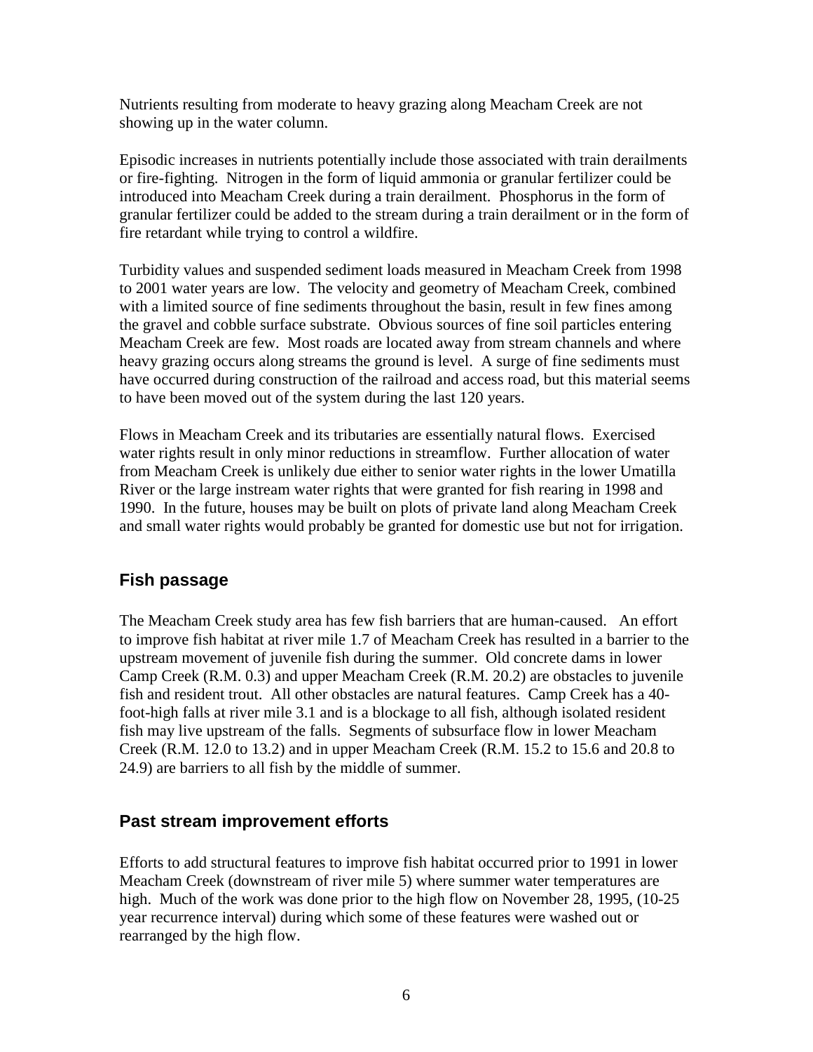Nutrients resulting from moderate to heavy grazing along Meacham Creek are not showing up in the water column.

Episodic increases in nutrients potentially include those associated with train derailments or fire-fighting. Nitrogen in the form of liquid ammonia or granular fertilizer could be introduced into Meacham Creek during a train derailment. Phosphorus in the form of granular fertilizer could be added to the stream during a train derailment or in the form of fire retardant while trying to control a wildfire.

Turbidity values and suspended sediment loads measured in Meacham Creek from 1998 to 2001 water years are low. The velocity and geometry of Meacham Creek, combined with a limited source of fine sediments throughout the basin, result in few fines among the gravel and cobble surface substrate. Obvious sources of fine soil particles entering Meacham Creek are few. Most roads are located away from stream channels and where heavy grazing occurs along streams the ground is level. A surge of fine sediments must have occurred during construction of the railroad and access road, but this material seems to have been moved out of the system during the last 120 years.

Flows in Meacham Creek and its tributaries are essentially natural flows. Exercised water rights result in only minor reductions in streamflow. Further allocation of water from Meacham Creek is unlikely due either to senior water rights in the lower Umatilla River or the large instream water rights that were granted for fish rearing in 1998 and 1990. In the future, houses may be built on plots of private land along Meacham Creek and small water rights would probably be granted for domestic use but not for irrigation.

## Fish passage

The Meacham Creek study area has few fish barriers that are human-caused. An effort to improve fish habitat at river mile 1.7 of Meacham Creek has resulted in a barrier to the upstream movement of juvenile fish during the summer. Old concrete dams in lower Camp Creek (R.M. 0.3) and upper Meacham Creek (R.M. 20.2) are obstacles to juvenile fish and resident trout. All other obstacles are natural features. Camp Creek has a 40-foot-high falls at river mile 3.1 and is a blockage to all fish, although isolated resident fish may live upstream of the falls. Segments of subsurface flow in lower Meacham Creek (R.M. 12.0 to 13.2) and in upper Meacham Creek (R.M. 15.2 to 15.6 and 20.8 to 24.9) are barriers to all fish by the middle of summer.

## Past stream improvement efforts

Efforts to add structural features to improve fish habitat occurred prior to 1991 in lower Meacham Creek (downstream of river mile 5) where summer water temperatures are high. Much of the work was done prior to the high flow on November 28, 1995, (10-25 year recurrence interval) during which some of these features were washed out or rearranged by the high flow.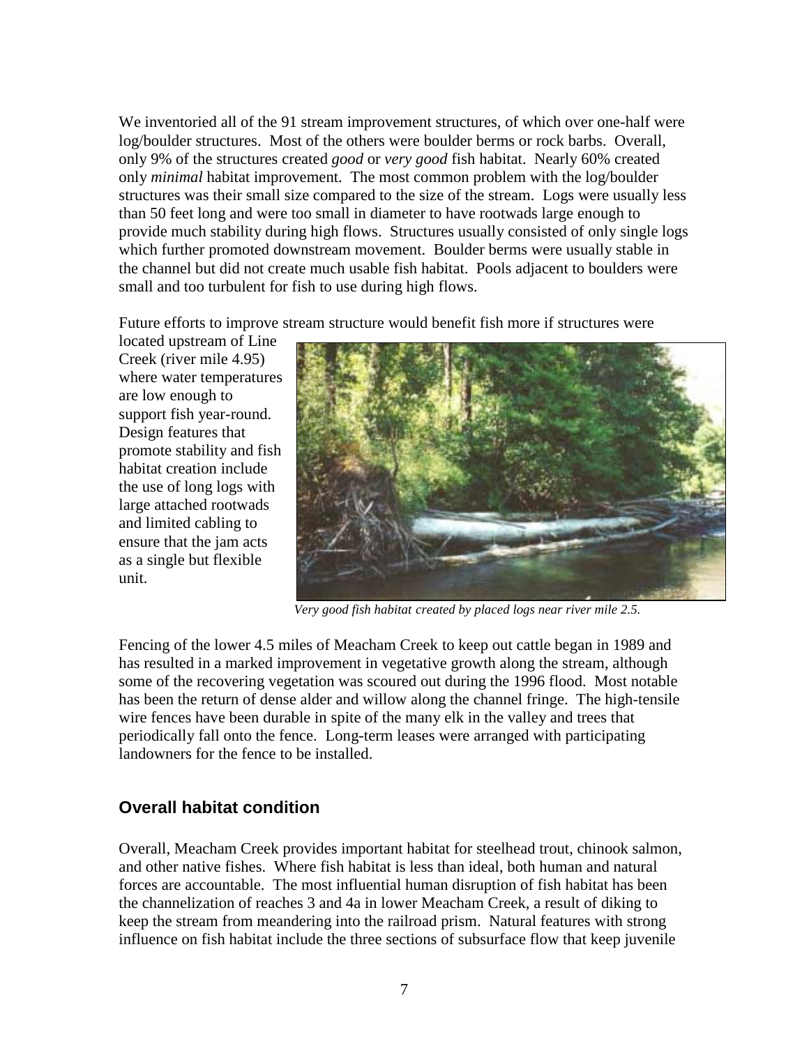We inventoried all of the 91 stream improvement structures, of which over one-half were log/boulder structures. Most of the others were boulder berms or rock barbs. Overall, only 9% of the structures created *good* or *very good* fish habitat. Nearly 60% created only *minimal* habitat improvement. The most common problem with the log/boulder structures was their small size compared to the size of the stream. Logs were usually less than 50 feet long and were too small in diameter to have rootwads large enough to provide much stability during high flows. Structures usually consisted of only single logs which further promoted downstream movement. Boulder berms were usually stable in the channel but did not create much usable fish habitat. Pools adjacent to boulders were small and too turbulent for fish to use during high flows.

Future efforts to improve stream structure would benefit fish more if structures were located upstream of Line Creek (river mile 4.95) where water temperatures are low enough to support fish year-round. Design features that promote stability and fish habitat creation include the use of long logs with large attached rootwads and limited cabling to ensure that the jam acts as a single but flexible unit.

*Very good fish habitat created by placed logs near river mile 2.5.*

Fencing of the lower 4.5 miles of Meacham Creek to keep out cattle began in 1989 and has resulted in a marked improvement in vegetative growth along the stream, although some of the recovering vegetation was scoured out during the 1996 flood. Most notable has been the return of dense alder and willow along the channel fringe. The high-tensile wire fences have been durable in spite of the many elk in the valley and trees that periodically fall onto the fence. Long-term leases were arranged with participating landowners for the fence to be installed.

## Overall habitat condition

Overall, Meacham Creek provides important habitat for steelhead trout, chinook salmon, and other native fishes. Where fish habitat is less than ideal, both human and natural forces are accountable. The most influential human disruption of fish habitat has been the channelization of reaches 3 and 4a in lower Meacham Creek, a result of diking to keep the stream from meandering into the railroad prism. Natural features with strong influence on fish habitat include the three sections of subsurface flow that keep juvenile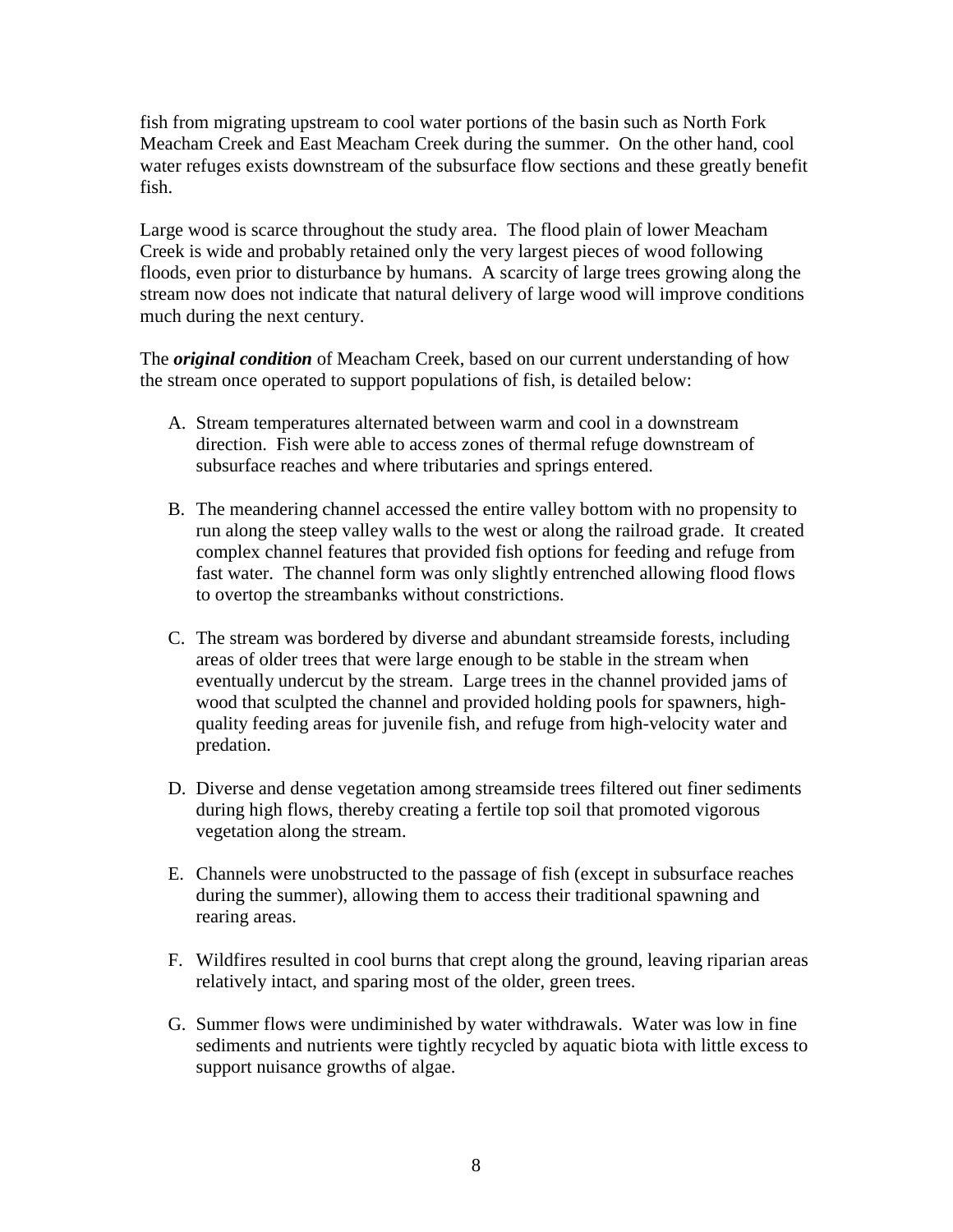fish from migrating upstream to cool water portions of the basin such as North Fork Meacham Creek and East Meacham Creek during the summer. On the other hand, cool water refuges exists downstream of the subsurface flow sections and these greatly benefit fish.

Large wood is scarce throughout the study area. The flood plain of lower Meacham Creek is wide and probably retained only the very largest pieces of wood following floods, even prior to disturbance by humans. A scarcity of large trees growing along the stream now does not indicate that natural delivery of large wood will improve conditions much during the next century.

The ***original condition*** of Meacham Creek, based on our current understanding of how the stream once operated to support populations of fish, is detailed below:

A. Stream temperatures alternated between warm and cool in a downstream direction. Fish were able to access zones of thermal refuge downstream of subsurface reaches and where tributaries and springs entered.

B. The meandering channel accessed the entire valley bottom with no propensity to run along the steep valley walls to the west or along the railroad grade. It created complex channel features that provided fish options for feeding and refuge from fast water. The channel form was only slightly entrenched allowing flood flows to overtop the streambanks without constrictions.

C. The stream was bordered by diverse and abundant streamside forests, including areas of older trees that were large enough to be stable in the stream when eventually undercut by the stream. Large trees in the channel provided jams of wood that sculpted the channel and provided holding pools for spawners, high-quality feeding areas for juvenile fish, and refuge from high-velocity water and predation.

D. Diverse and dense vegetation among streamside trees filtered out finer sediments during high flows, thereby creating a fertile top soil that promoted vigorous vegetation along the stream.

E. Channels were unobstructed to the passage of fish (except in subsurface reaches during the summer), allowing them to access their traditional spawning and rearing areas.

F. Wildfires resulted in cool burns that crept along the ground, leaving riparian areas relatively intact, and sparing most of the older, green trees.

G. Summer flows were undiminished by water withdrawals. Water was low in fine sediments and nutrients were tightly recycled by aquatic biota with little excess to support nuisance growths of algae.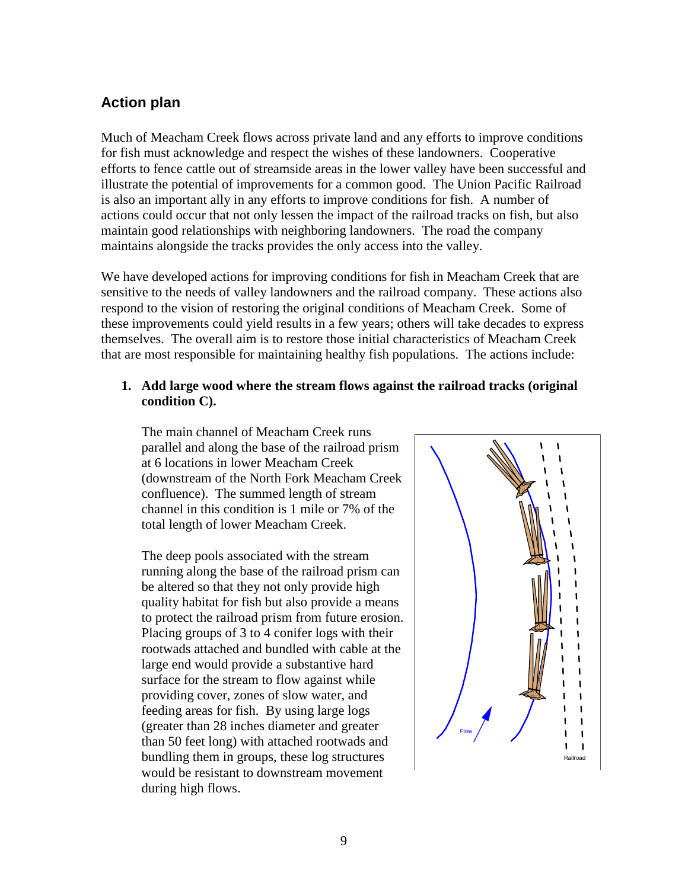## Action plan

Much of Meacham Creek flows across private land and any efforts to improve conditions for fish must acknowledge and respect the wishes of these landowners. Cooperative efforts to fence cattle out of streamside areas in the lower valley have been successful and illustrate the potential of improvements for a common good. The Union Pacific Railroad is also an important ally in any efforts to improve conditions for fish. A number of actions could occur that not only lessen the impact of the railroad tracks on fish, but also maintain good relationships with neighboring landowners. The road the company maintains alongside the tracks provides the only access into the valley.

We have developed actions for improving conditions for fish in Meacham Creek that are sensitive to the needs of valley landowners and the railroad company. These actions also respond to the vision of restoring the original conditions of Meacham Creek. Some of these improvements could yield results in a few years; others will take decades to express themselves. The overall aim is to restore those initial characteristics of Meacham Creek that are most responsible for maintaining healthy fish populations. The actions include:

1. **Add large wood where the stream flows against the railroad tracks (original condition C).**

   The main channel of Meacham Creek runs parallel and along the base of the railroad prism at 6 locations in lower Meacham Creek (downstream of the North Fork Meacham Creek confluence). The summed length of stream channel in this condition is 1 mile or 7% of the total length of lower Meacham Creek.

   The deep pools associated with the stream running along the base of the railroad prism can be altered so that they not only provide high quality habitat for fish but also provide a means to protect the railroad prism from future erosion. Placing groups of 3 to 4 conifer logs with their rootwads attached and bundled with cable at the large end would provide a substantive hard surface for the stream to flow against while providing cover, zones of slow water, and feeding areas for fish. By using large logs (greater than 28 inches diameter and greater than 50 feet long) with attached rootwads and bundling them in groups, these log structures would be resistant to downstream movement during high flows.

Flow

Railroad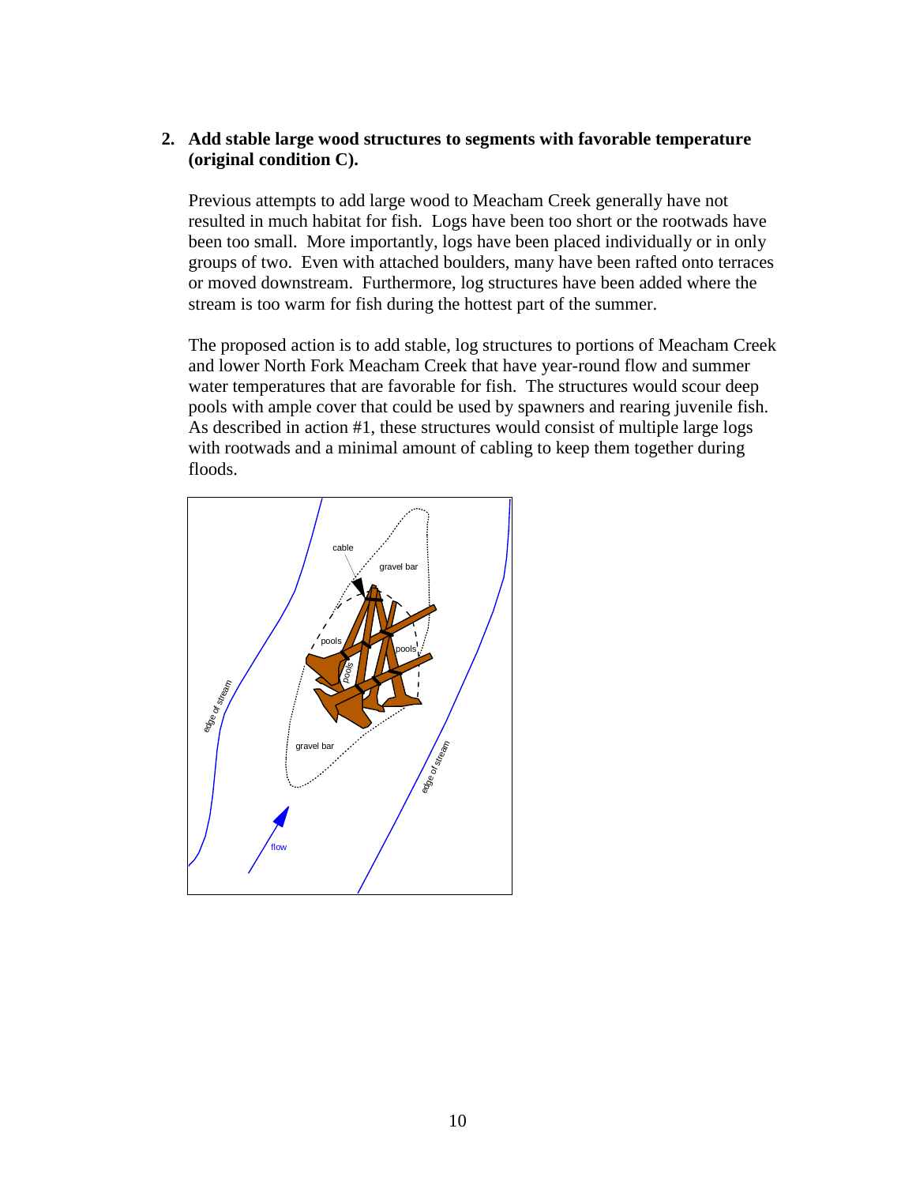2. **Add stable large wood structures to segments with favorable temperature (original condition C).**

   Previous attempts to add large wood to Meacham Creek generally have not resulted in much habitat for fish. Logs have been too short or the rootwads have been too small. More importantly, logs have been placed individually or in only groups of two. Even with attached boulders, many have been rafted onto terraces or moved downstream. Furthermore, log structures have been added where the stream is too warm for fish during the hottest part of the summer.

   The proposed action is to add stable, log structures to portions of Meacham Creek and lower North Fork Meacham Creek that have year-round flow and summer water temperatures that are favorable for fish. The structures would scour deep pools with ample cover that could be used by spawners and rearing juvenile fish. As described in action #1, these structures would consist of multiple large logs with rootwads and a minimal amount of cabling to keep them together during floods.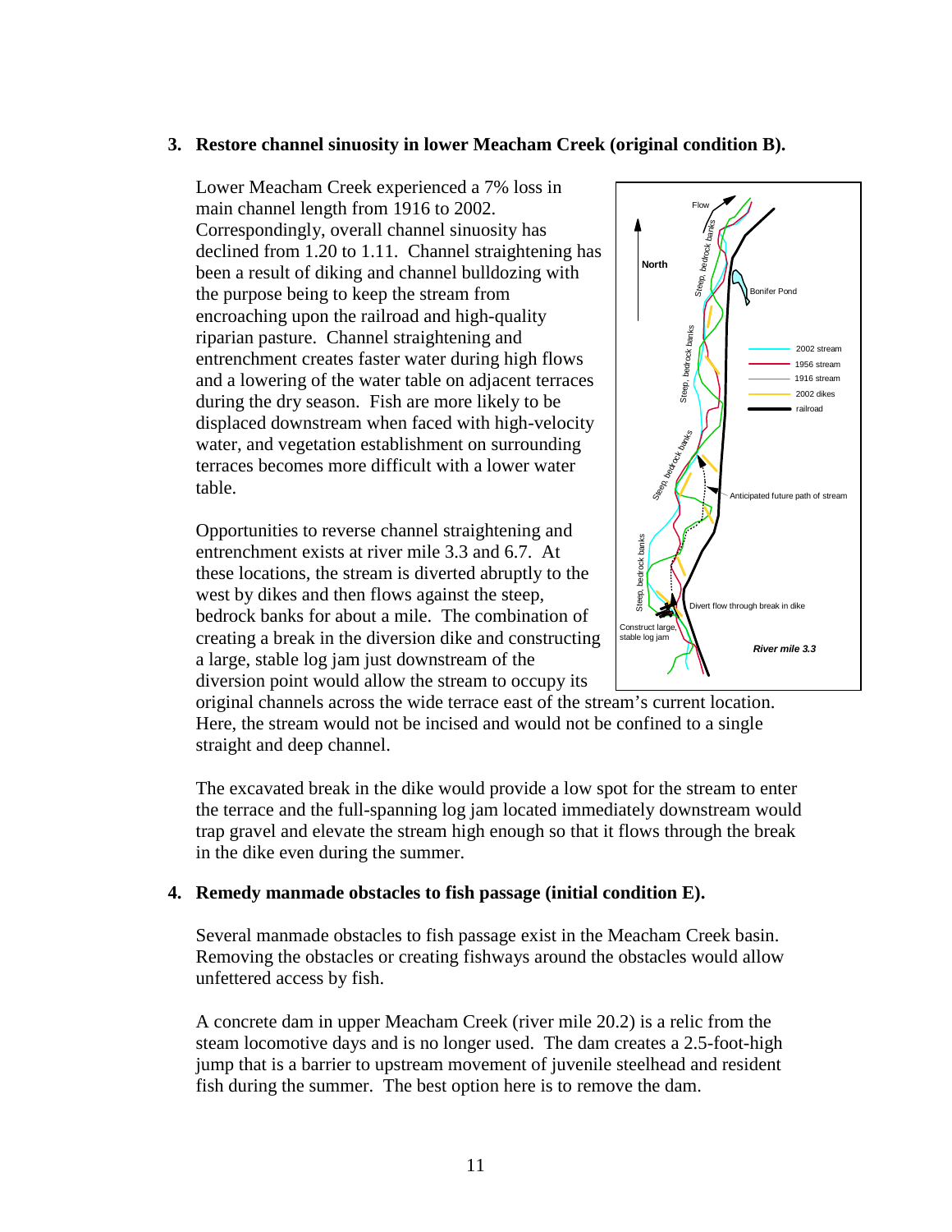### 3. Restore channel sinuosity in lower Meacham Creek (original condition B).

Lower Meacham Creek experienced a 7% loss in main channel length from 1916 to 2002. Correspondingly, overall channel sinuosity has declined from 1.20 to 1.11. Channel straightening has been a result of diking and channel bulldozing with the purpose being to keep the stream from encroaching upon the railroad and high-quality riparian pasture. Channel straightening and entrenchment creates faster water during high flows and a lowering of the water table on adjacent terraces during the dry season. Fish are more likely to be displaced downstream when faced with high-velocity water, and vegetation establishment on surrounding terraces becomes more difficult with a lower water table.

Opportunities to reverse channel straightening and entrenchment exists at river mile 3.3 and 6.7. At these locations, the stream is diverted abruptly to the west by dikes and then flows against the steep, bedrock banks for about a mile. The combination of creating a break in the diversion dike and constructing a large, stable log jam just downstream of the diversion point would allow the stream to occupy its original channels across the wide terrace east of the stream's current location. Here, the stream would not be incised and would not be confined to a single straight and deep channel.

The excavated break in the dike would provide a low spot for the stream to enter the terrace and the full-spanning log jam located immediately downstream would trap gravel and elevate the stream high enough so that it flows through the break in the dike even during the summer.

### 4. Remedy manmade obstacles to fish passage (initial condition E).

Several manmade obstacles to fish passage exist in the Meacham Creek basin. Removing the obstacles or creating fishways around the obstacles would allow unfettered access by fish.

A concrete dam in upper Meacham Creek (river mile 20.2) is a relic from the steam locomotive days and is no longer used. The dam creates a 2.5-foot-high jump that is a barrier to upstream movement of juvenile steelhead and resident fish during the summer. The best option here is to remove the dam.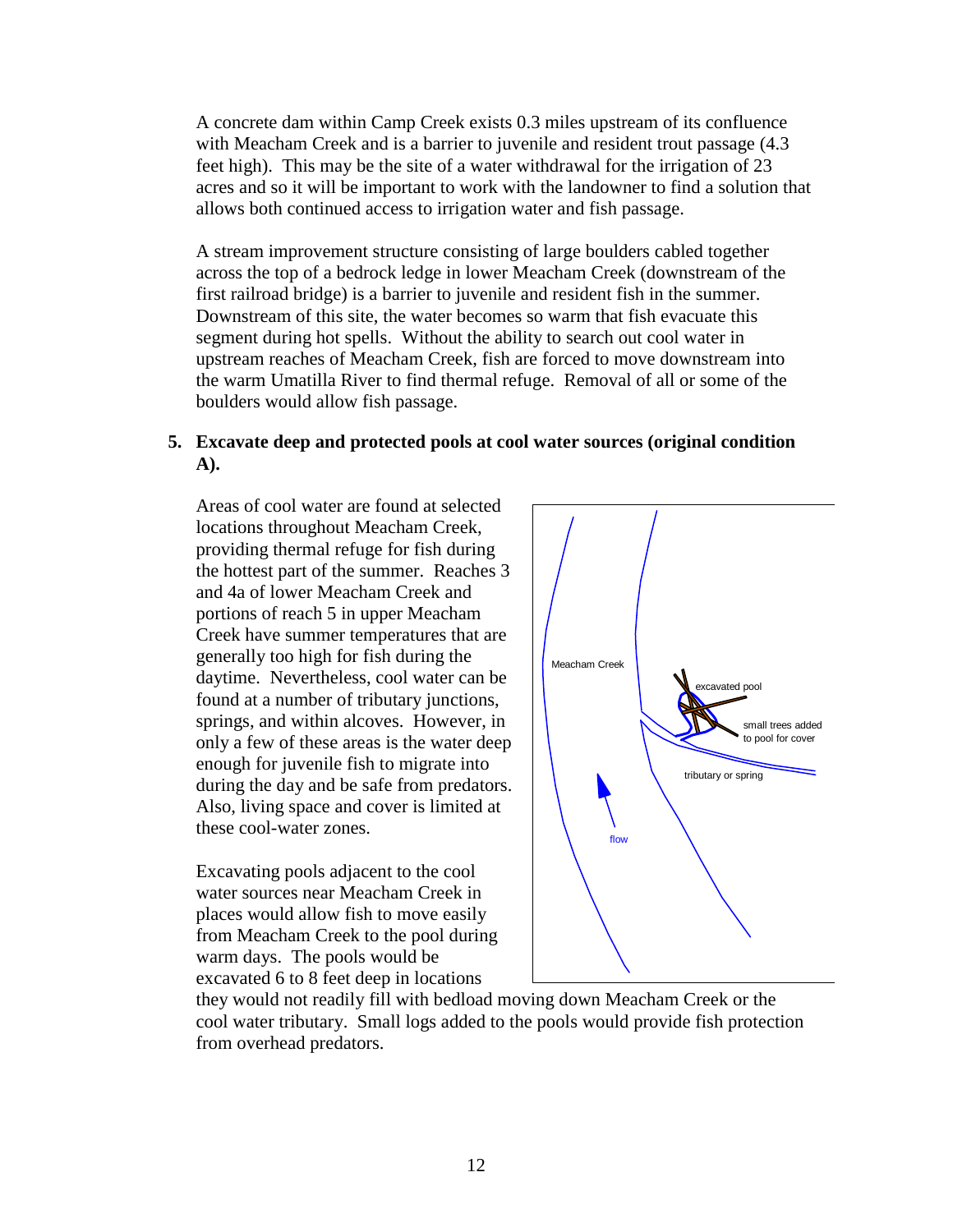A concrete dam within Camp Creek exists 0.3 miles upstream of its confluence with Meacham Creek and is a barrier to juvenile and resident trout passage (4.3 feet high). This may be the site of a water withdrawal for the irrigation of 23 acres and so it will be important to work with the landowner to find a solution that allows both continued access to irrigation water and fish passage.

A stream improvement structure consisting of large boulders cabled together across the top of a bedrock ledge in lower Meacham Creek (downstream of the first railroad bridge) is a barrier to juvenile and resident fish in the summer. Downstream of this site, the water becomes so warm that fish evacuate this segment during hot spells. Without the ability to search out cool water in upstream reaches of Meacham Creek, fish are forced to move downstream into the warm Umatilla River to find thermal refuge. Removal of all or some of the boulders would allow fish passage.

**5. Excavate deep and protected pools at cool water sources (original condition A).**

Areas of cool water are found at selected locations throughout Meacham Creek, providing thermal refuge for fish during the hottest part of the summer. Reaches 3 and 4a of lower Meacham Creek and portions of reach 5 in upper Meacham Creek have summer temperatures that are generally too high for fish during the daytime. Nevertheless, cool water can be found at a number of tributary junctions, springs, and within alcoves. However, in only a few of these areas is the water deep enough for juvenile fish to migrate into during the day and be safe from predators. Also, living space and cover is limited at these cool-water zones.

Excavating pools adjacent to the cool water sources near Meacham Creek in places would allow fish to move easily from Meacham Creek to the pool during warm days. The pools would be excavated 6 to 8 feet deep in locations they would not readily fill with bedload moving down Meacham Creek or the cool water tributary. Small logs added to the pools would provide fish protection from overhead predators.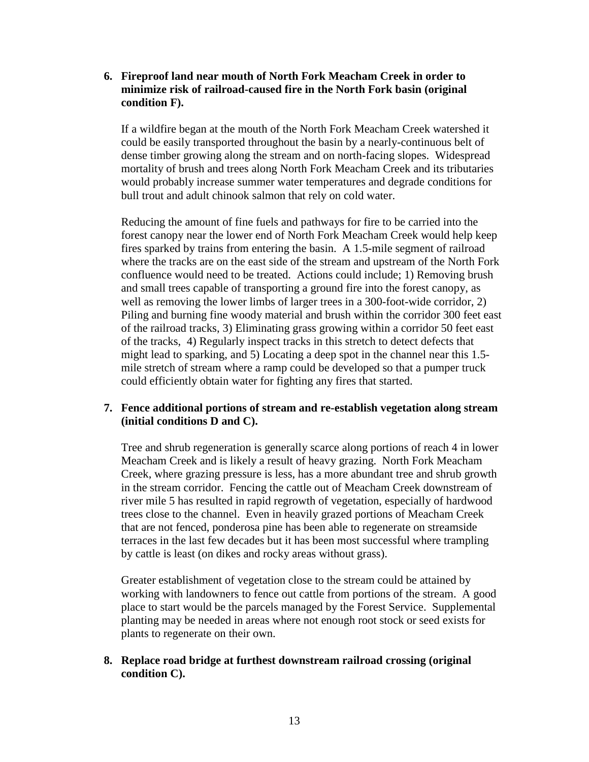**6. Fireproof land near mouth of North Fork Meacham Creek in order to minimize risk of railroad-caused fire in the North Fork basin (original condition F).**

If a wildfire began at the mouth of the North Fork Meacham Creek watershed it could be easily transported throughout the basin by a nearly-continuous belt of dense timber growing along the stream and on north-facing slopes. Widespread mortality of brush and trees along North Fork Meacham Creek and its tributaries would probably increase summer water temperatures and degrade conditions for bull trout and adult chinook salmon that rely on cold water.

Reducing the amount of fine fuels and pathways for fire to be carried into the forest canopy near the lower end of North Fork Meacham Creek would help keep fires sparked by trains from entering the basin. A 1.5-mile segment of railroad where the tracks are on the east side of the stream and upstream of the North Fork confluence would need to be treated. Actions could include; 1) Removing brush and small trees capable of transporting a ground fire into the forest canopy, as well as removing the lower limbs of larger trees in a 300-foot-wide corridor, 2) Piling and burning fine woody material and brush within the corridor 300 feet east of the railroad tracks, 3) Eliminating grass growing within a corridor 50 feet east of the tracks, 4) Regularly inspect tracks in this stretch to detect defects that might lead to sparking, and 5) Locating a deep spot in the channel near this 1.5-mile stretch of stream where a ramp could be developed so that a pumper truck could efficiently obtain water for fighting any fires that started.

**7. Fence additional portions of stream and re-establish vegetation along stream (initial conditions D and C).**

Tree and shrub regeneration is generally scarce along portions of reach 4 in lower Meacham Creek and is likely a result of heavy grazing. North Fork Meacham Creek, where grazing pressure is less, has a more abundant tree and shrub growth in the stream corridor. Fencing the cattle out of Meacham Creek downstream of river mile 5 has resulted in rapid regrowth of vegetation, especially of hardwood trees close to the channel. Even in heavily grazed portions of Meacham Creek that are not fenced, ponderosa pine has been able to regenerate on streamside terraces in the last few decades but it has been most successful where trampling by cattle is least (on dikes and rocky areas without grass).

Greater establishment of vegetation close to the stream could be attained by working with landowners to fence out cattle from portions of the stream. A good place to start would be the parcels managed by the Forest Service. Supplemental planting may be needed in areas where not enough root stock or seed exists for plants to regenerate on their own.

**8. Replace road bridge at furthest downstream railroad crossing (original condition C).**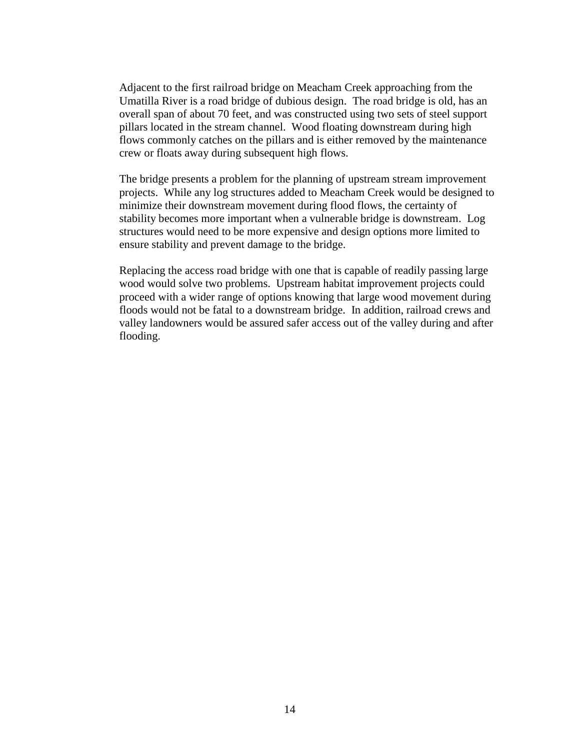Adjacent to the first railroad bridge on Meacham Creek approaching from the Umatilla River is a road bridge of dubious design. The road bridge is old, has an overall span of about 70 feet, and was constructed using two sets of steel support pillars located in the stream channel. Wood floating downstream during high flows commonly catches on the pillars and is either removed by the maintenance crew or floats away during subsequent high flows.

The bridge presents a problem for the planning of upstream stream improvement projects. While any log structures added to Meacham Creek would be designed to minimize their downstream movement during flood flows, the certainty of stability becomes more important when a vulnerable bridge is downstream. Log structures would need to be more expensive and design options more limited to ensure stability and prevent damage to the bridge.

Replacing the access road bridge with one that is capable of readily passing large wood would solve two problems. Upstream habitat improvement projects could proceed with a wider range of options knowing that large wood movement during floods would not be fatal to a downstream bridge. In addition, railroad crews and valley landowners would be assured safer access out of the valley during and after flooding.